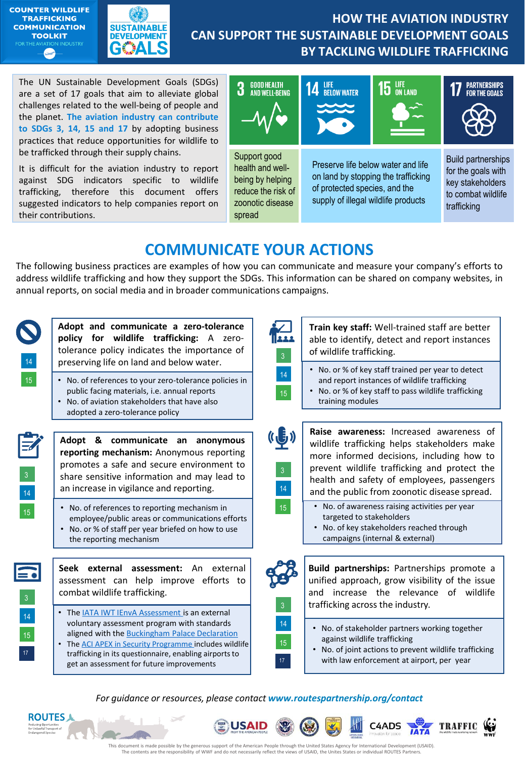COUNTER WILDLIFE TRAFFICKING COMMUNICATION TOOLKIT FOR THE AVIATION INDUSTRY

# HOW THE AVIATION INDUSTRY CAN SUPPORT THE SUSTAINABLE DEVELOPMENT GOALS BY TACKLING WILDLIFE TRAFFICKING

The UN Sustainable Development Goals (SDGs) are a set of 17 goals that aim to alleviate global challenges related to the well-being of people and the planet. **The aviation industry can contribute to SDGs 3, 14, 15 and 17** by adopting business practices that reduce opportunities for wildlife to be trafficked through their supply chains.

It is difficult for the aviation industry to report against SDG indicators specific to wildlife trafficking, therefore this document offers suggested indicators to help companies report on their contributions.

| 3 GOOD HEALTH AND WELL-BEING | 14 LIFE BELOW WATER | 15 LIFE ON LAND | 17 PARTNERSHIPS FOR THE GOALS |
|---|---|---|---|
| Support good health and well-being by helping reduce the risk of zoonotic disease spread | Preserve life below water and life on land by stopping the trafficking of protected species, and the supply of illegal wildlife products | | Build partnerships for the goals with key stakeholders to combat wildlife trafficking |

## COMMUNICATE YOUR ACTIONS

The following business practices are examples of how you can communicate and measure your company's efforts to address wildlife trafficking and how they support the SDGs. This information can be shared on company websites, in annual reports, on social media and in broader communications campaigns.

### Adopt and communicate a zero-tolerance policy for wildlife trafficking (SDGs 14, 15)

**Adopt and communicate a zero-tolerance policy for wildlife trafficking:** A zero-tolerance policy indicates the importance of preserving life on land and below water.

- No. of references to your zero-tolerance policies in public facing materials, i.e. annual reports
- No. of aviation stakeholders that have also adopted a zero-tolerance policy

### Adopt & communicate an anonymous reporting mechanism (SDGs 3, 14, 15)

**Adopt & communicate an anonymous reporting mechanism:** Anonymous reporting promotes a safe and secure environment to share sensitive information and may lead to an increase in vigilance and reporting.

- No. of references to reporting mechanism in employee/public areas or communications efforts
- No. or % of staff per year briefed on how to use the reporting mechanism

### Seek external assessment (SDGs 3, 14, 15, 17)

**Seek external assessment:** An external assessment can help improve efforts to combat wildlife trafficking.

- The IATA IWT IEnvA Assessment is an external voluntary assessment program with standards aligned with the Buckingham Palace Declaration
- The ACI APEX in Security Programme includes wildlife trafficking in its questionnaire, enabling airports to get an assessment for future improvements

### Train key staff (SDGs 3, 14, 15)

**Train key staff:** Well-trained staff are better able to identify, detect and report instances of wildlife trafficking.

- No. or % of key staff trained per year to detect and report instances of wildlife trafficking
- No. or % of key staff to pass wildlife trafficking training modules

### Raise awareness (SDGs 3, 14, 15)

**Raise awareness:** Increased awareness of wildlife trafficking helps stakeholders make more informed decisions, including how to prevent wildlife trafficking and protect the health and safety of employees, passengers and the public from zoonotic disease spread.

- No. of awareness raising activities per year targeted to stakeholders
- No. of key stakeholders reached through campaigns (internal & external)

### Build partnerships (SDGs 3, 14, 15, 17)

**Build partnerships:** Partnerships promote a unified approach, grow visibility of the issue and increase the relevance of wildlife trafficking across the industry.

- No. of stakeholder partners working together against wildlife trafficking
- No. of joint actions to prevent wildlife trafficking with law enforcement at airport, per year

*For guidance or resources, please contact* ***www.routespartnership.org/contact***

This document is made possible by the generous support of the American People through the United States Agency for International Development (USAID). The contents are the responsibility of WWF and do not necessarily reflect the views of USAID, the Unites States or individual ROUTES Partners.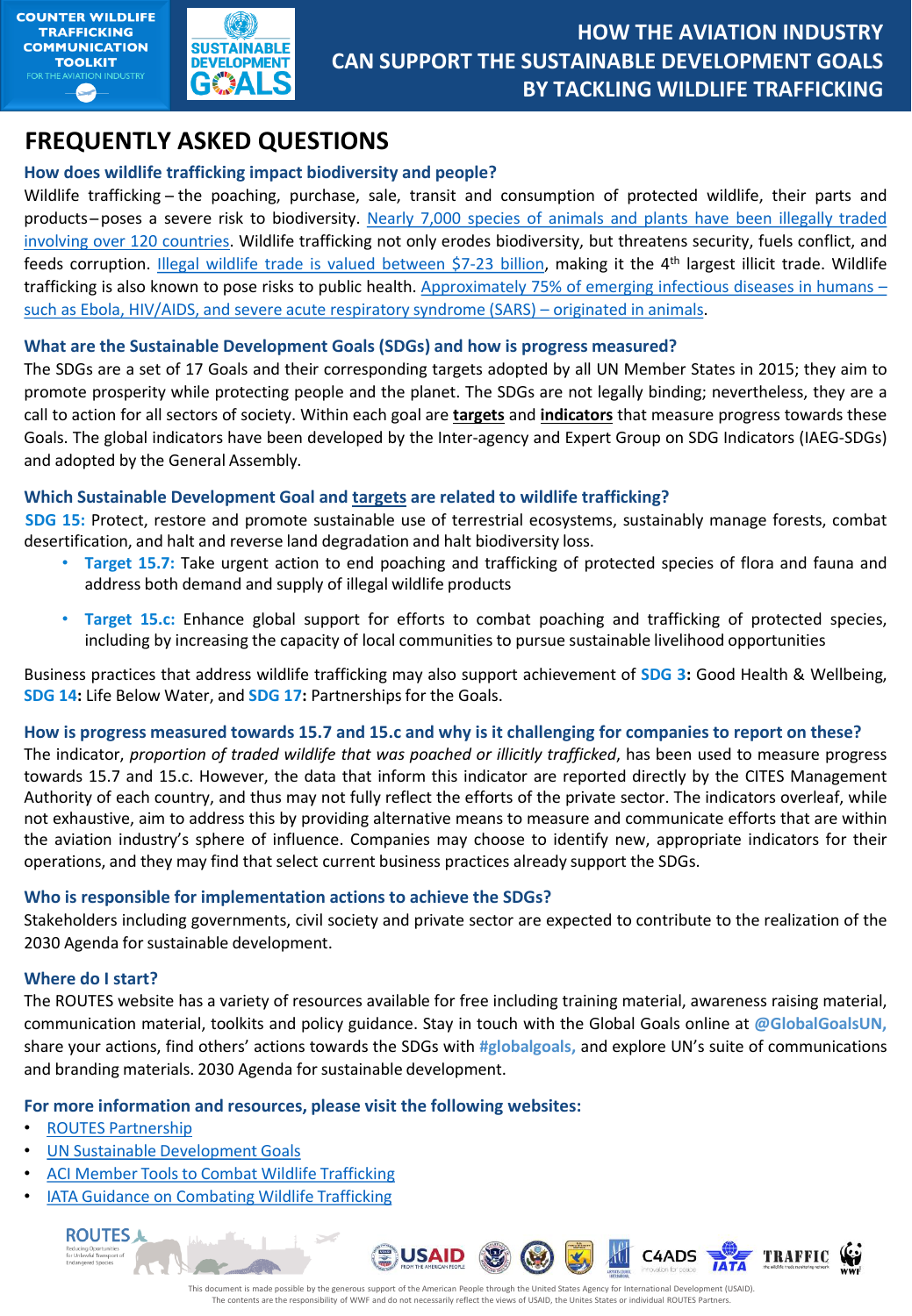# HOW THE AVIATION INDUSTRY CAN SUPPORT THE SUSTAINABLE DEVELOPMENT GOALS BY TACKLING WILDLIFE TRAFFICKING

## FREQUENTLY ASKED QUESTIONS

### How does wildlife trafficking impact biodiversity and people?

Wildlife trafficking – the poaching, purchase, sale, transit and consumption of protected wildlife, their parts and products – poses a severe risk to biodiversity. Nearly 7,000 species of animals and plants have been illegally traded involving over 120 countries. Wildlife trafficking not only erodes biodiversity, but threatens security, fuels conflict, and feeds corruption. Illegal wildlife trade is valued between $7-23 billion, making it the 4th largest illicit trade. Wildlife trafficking is also known to pose risks to public health. Approximately 75% of emerging infectious diseases in humans – such as Ebola, HIV/AIDS, and severe acute respiratory syndrome (SARS) – originated in animals.

### What are the Sustainable Development Goals (SDGs) and how is progress measured?

The SDGs are a set of 17 Goals and their corresponding targets adopted by all UN Member States in 2015; they aim to promote prosperity while protecting people and the planet. The SDGs are not legally binding; nevertheless, they are a call to action for all sectors of society. Within each goal are **targets** and **indicators** that measure progress towards these Goals. The global indicators have been developed by the Inter-agency and Expert Group on SDG Indicators (IAEG-SDGs) and adopted by the General Assembly.

### Which Sustainable Development Goal and targets are related to wildlife trafficking?

**SDG 15:** Protect, restore and promote sustainable use of terrestrial ecosystems, sustainably manage forests, combat desertification, and halt and reverse land degradation and halt biodiversity loss.

- **Target 15.7:** Take urgent action to end poaching and trafficking of protected species of flora and fauna and address both demand and supply of illegal wildlife products
- **Target 15.c:** Enhance global support for efforts to combat poaching and trafficking of protected species, including by increasing the capacity of local communities to pursue sustainable livelihood opportunities

Business practices that address wildlife trafficking may also support achievement of **SDG 3:** Good Health & Wellbeing, **SDG 14:** Life Below Water, and **SDG 17:** Partnerships for the Goals.

### How is progress measured towards 15.7 and 15.c and why is it challenging for companies to report on these?

The indicator, *proportion of traded wildlife that was poached or illicitly trafficked*, has been used to measure progress towards 15.7 and 15.c. However, the data that inform this indicator are reported directly by the CITES Management Authority of each country, and thus may not fully reflect the efforts of the private sector. The indicators overleaf, while not exhaustive, aim to address this by providing alternative means to measure and communicate efforts that are within the aviation industry's sphere of influence. Companies may choose to identify new, appropriate indicators for their operations, and they may find that select current business practices already support the SDGs.

### Who is responsible for implementation actions to achieve the SDGs?

Stakeholders including governments, civil society and private sector are expected to contribute to the realization of the 2030 Agenda for sustainable development.

### Where do I start?

The ROUTES website has a variety of resources available for free including training material, awareness raising material, communication material, toolkits and policy guidance. Stay in touch with the Global Goals online at @GlobalGoalsUN, share your actions, find others' actions towards the SDGs with #globalgoals, and explore UN's suite of communications and branding materials. 2030 Agenda for sustainable development.

### For more information and resources, please visit the following websites:

- ROUTES Partnership
- UN Sustainable Development Goals
- ACI Member Tools to Combat Wildlife Trafficking
- IATA Guidance on Combating Wildlife Trafficking

This document is made possible by the generous support of the American People through the United States Agency for International Development (USAID). The contents are the responsibility of WWF and do not necessarily reflect the views of USAID, the Unites States or individual ROUTES Partners.